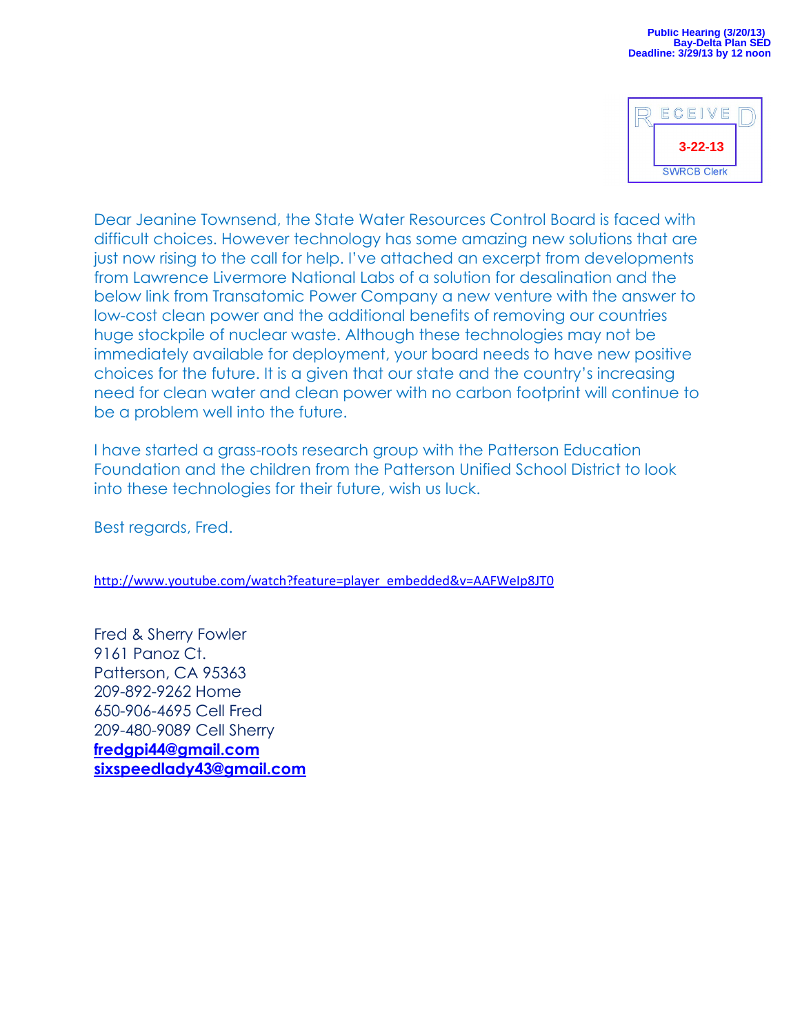**Public Hearing (3/20/13)**
**Bay-Delta Plan SED**
**Deadline: 3/29/13 by 12 noon**

RECEIVED
3-22-13
SWRCB Clerk

Dear Jeanine Townsend, the State Water Resources Control Board is faced with difficult choices. However technology has some amazing new solutions that are just now rising to the call for help. I've attached an excerpt from developments from Lawrence Livermore National Labs of a solution for desalination and the below link from Transatomic Power Company a new venture with the answer to low-cost clean power and the additional benefits of removing our countries huge stockpile of nuclear waste. Although these technologies may not be immediately available for deployment, your board needs to have new positive choices for the future. It is a given that our state and the country's increasing need for clean water and clean power with no carbon footprint will continue to be a problem well into the future.

I have started a grass-roots research group with the Patterson Education Foundation and the children from the Patterson Unified School District to look into these technologies for their future, wish us luck.

Best regards, Fred.

http://www.youtube.com/watch?feature=player_embedded&v=AAFWeIp8JT0

Fred & Sherry Fowler
9161 Panoz Ct.
Patterson, CA 95363
209-892-9262 Home
650-906-4695 Cell Fred
209-480-9089 Cell Sherry
**fredgpi44@gmail.com**
**sixspeedlady43@gmail.com**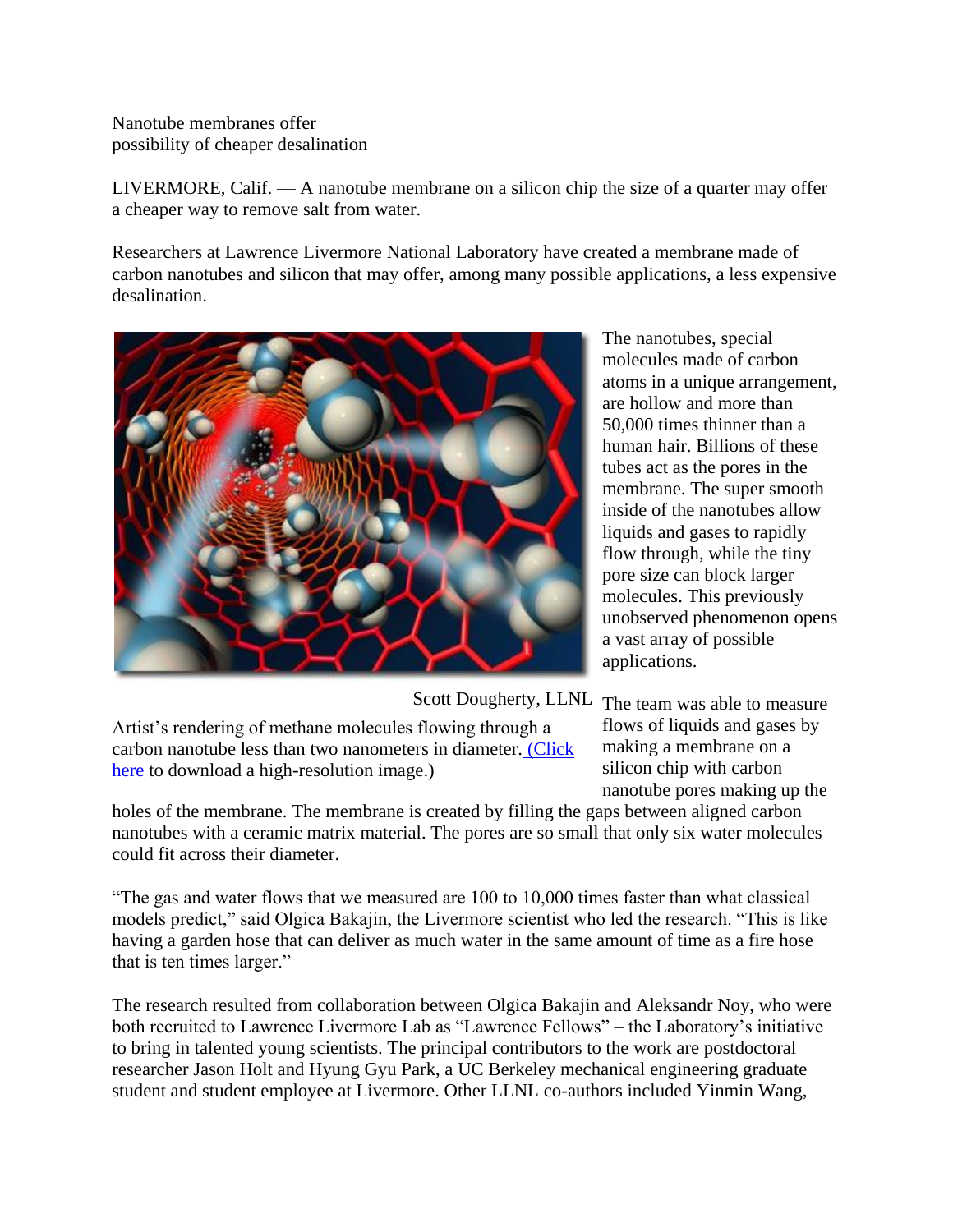Nanotube membranes offer
possibility of cheaper desalination

LIVERMORE, Calif. — A nanotube membrane on a silicon chip the size of a quarter may offer a cheaper way to remove salt from water.

Researchers at Lawrence Livermore National Laboratory have created a membrane made of carbon nanotubes and silicon that may offer, among many possible applications, a less expensive desalination.

Scott Dougherty, LLNL

Artist's rendering of methane molecules flowing through a carbon nanotube less than two nanometers in diameter. (Click here to download a high-resolution image.)

The nanotubes, special molecules made of carbon atoms in a unique arrangement, are hollow and more than 50,000 times thinner than a human hair. Billions of these tubes act as the pores in the membrane. The super smooth inside of the nanotubes allow liquids and gases to rapidly flow through, while the tiny pore size can block larger molecules. This previously unobserved phenomenon opens a vast array of possible applications.

The team was able to measure flows of liquids and gases by making a membrane on a silicon chip with carbon nanotube pores making up the holes of the membrane. The membrane is created by filling the gaps between aligned carbon nanotubes with a ceramic matrix material. The pores are so small that only six water molecules could fit across their diameter.

"The gas and water flows that we measured are 100 to 10,000 times faster than what classical models predict," said Olgica Bakajin, the Livermore scientist who led the research. "This is like having a garden hose that can deliver as much water in the same amount of time as a fire hose that is ten times larger."

The research resulted from collaboration between Olgica Bakajin and Aleksandr Noy, who were both recruited to Lawrence Livermore Lab as "Lawrence Fellows" – the Laboratory's initiative to bring in talented young scientists. The principal contributors to the work are postdoctoral researcher Jason Holt and Hyung Gyu Park, a UC Berkeley mechanical engineering graduate student and student employee at Livermore. Other LLNL co-authors included Yinmin Wang,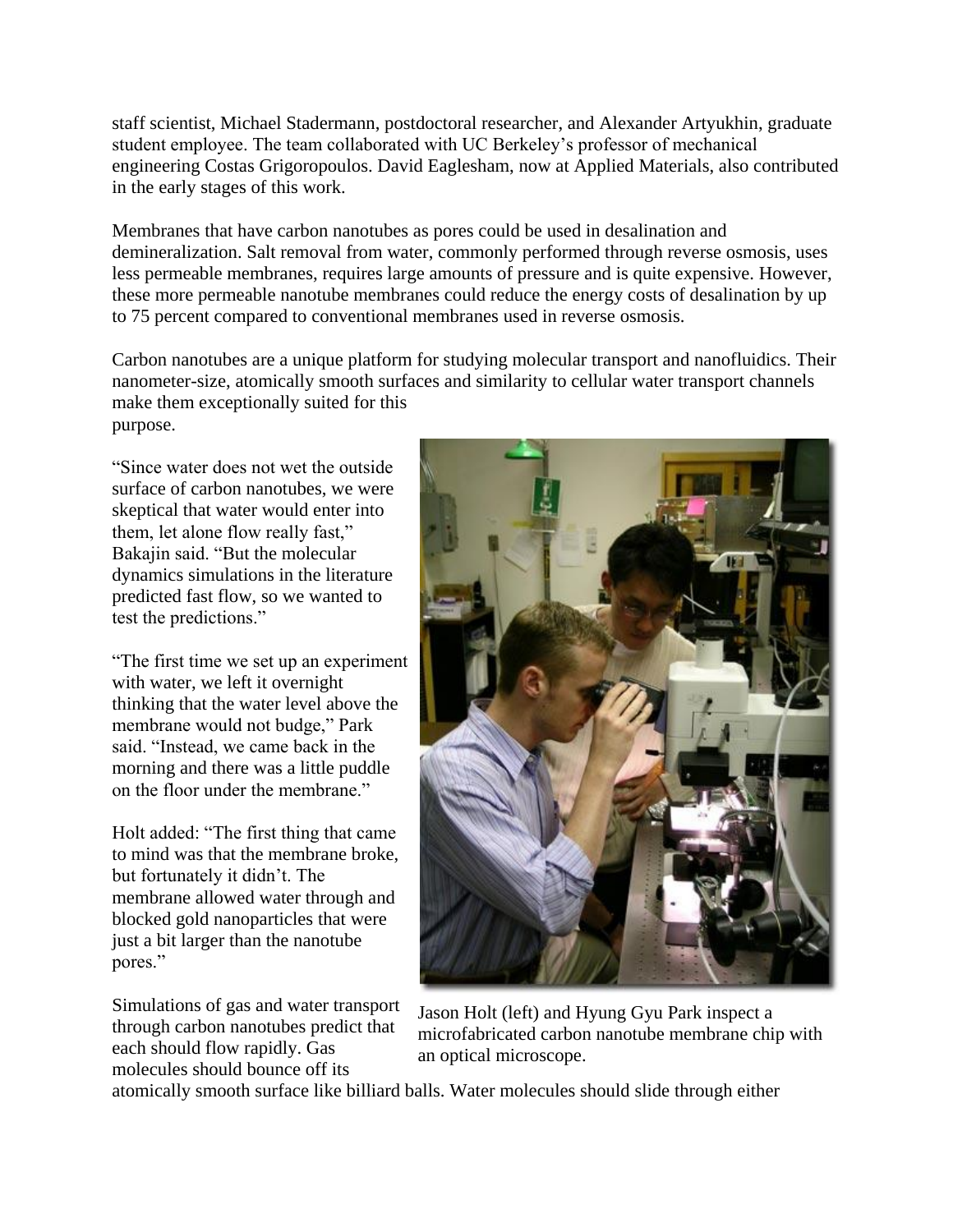staff scientist, Michael Stadermann, postdoctoral researcher, and Alexander Artyukhin, graduate student employee. The team collaborated with UC Berkeley's professor of mechanical engineering Costas Grigoropoulos. David Eaglesham, now at Applied Materials, also contributed in the early stages of this work.

Membranes that have carbon nanotubes as pores could be used in desalination and demineralization. Salt removal from water, commonly performed through reverse osmosis, uses less permeable membranes, requires large amounts of pressure and is quite expensive. However, these more permeable nanotube membranes could reduce the energy costs of desalination by up to 75 percent compared to conventional membranes used in reverse osmosis.

Carbon nanotubes are a unique platform for studying molecular transport and nanofluidics. Their nanometer-size, atomically smooth surfaces and similarity to cellular water transport channels make them exceptionally suited for this purpose.

"Since water does not wet the outside surface of carbon nanotubes, we were skeptical that water would enter into them, let alone flow really fast," Bakajin said. "But the molecular dynamics simulations in the literature predicted fast flow, so we wanted to test the predictions."

"The first time we set up an experiment with water, we left it overnight thinking that the water level above the membrane would not budge," Park said. "Instead, we came back in the morning and there was a little puddle on the floor under the membrane."

Holt added: "The first thing that came to mind was that the membrane broke, but fortunately it didn't. The membrane allowed water through and blocked gold nanoparticles that were just a bit larger than the nanotube pores."

Jason Holt (left) and Hyung Gyu Park inspect a microfabricated carbon nanotube membrane chip with an optical microscope.

Simulations of gas and water transport through carbon nanotubes predict that each should flow rapidly. Gas molecules should bounce off its atomically smooth surface like billiard balls. Water molecules should slide through either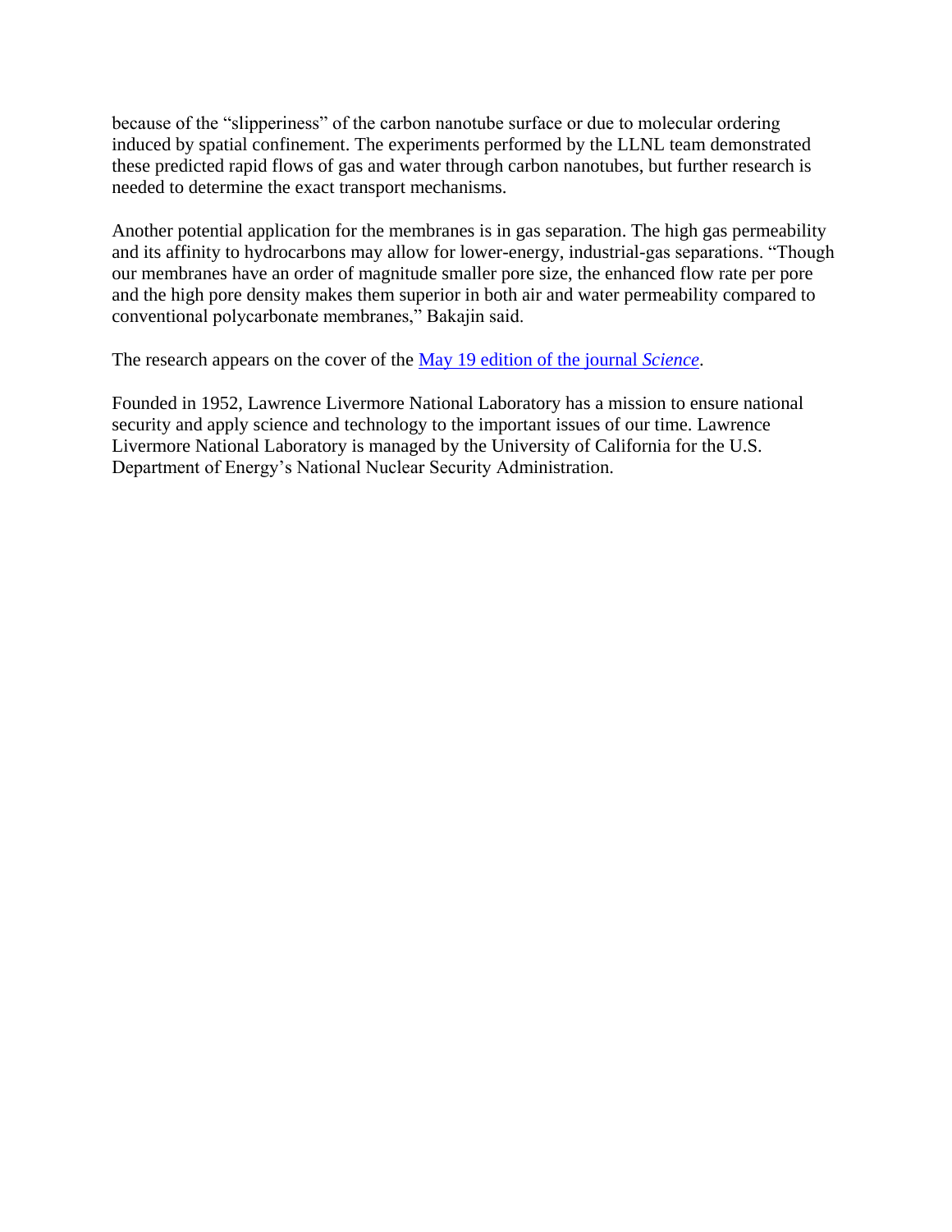because of the “slipperiness” of the carbon nanotube surface or due to molecular ordering induced by spatial confinement. The experiments performed by the LLNL team demonstrated these predicted rapid flows of gas and water through carbon nanotubes, but further research is needed to determine the exact transport mechanisms.

Another potential application for the membranes is in gas separation. The high gas permeability and its affinity to hydrocarbons may allow for lower-energy, industrial-gas separations. “Though our membranes have an order of magnitude smaller pore size, the enhanced flow rate per pore and the high pore density makes them superior in both air and water permeability compared to conventional polycarbonate membranes,” Bakajin said.

The research appears on the cover of the May 19 edition of the journal *Science*.

Founded in 1952, Lawrence Livermore National Laboratory has a mission to ensure national security and apply science and technology to the important issues of our time. Lawrence Livermore National Laboratory is managed by the University of California for the U.S. Department of Energy’s National Nuclear Security Administration.